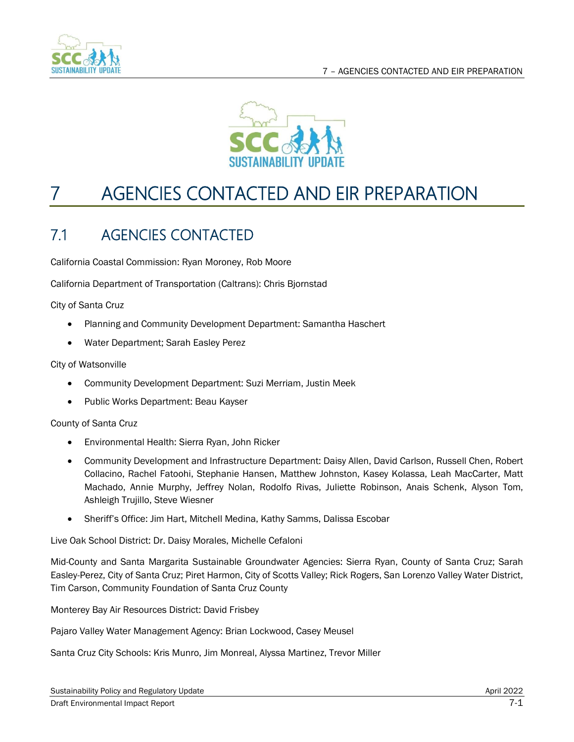# 7 AGENCIES CONTACTED AND EIR PREPARATION

## 7.1 AGENCIES CONTACTED

California Coastal Commission: Ryan Moroney, Rob Moore

California Department of Transportation (Caltrans): Chris Bjornstad

City of Santa Cruz

- Planning and Community Development Department: Samantha Haschert
- Water Department; Sarah Easley Perez

City of Watsonville

- Community Development Department: Suzi Merriam, Justin Meek
- Public Works Department: Beau Kayser

County of Santa Cruz

- Environmental Health: Sierra Ryan, John Ricker
- Community Development and Infrastructure Department: Daisy Allen, David Carlson, Russell Chen, Robert Collacino, Rachel Fatoohi, Stephanie Hansen, Matthew Johnston, Kasey Kolassa, Leah MacCarter, Matt Machado, Annie Murphy, Jeffrey Nolan, Rodolfo Rivas, Juliette Robinson, Anais Schenk, Alyson Tom, Ashleigh Trujillo, Steve Wiesner
- Sheriff's Office: Jim Hart, Mitchell Medina, Kathy Samms, Dalissa Escobar

Live Oak School District: Dr. Daisy Morales, Michelle Cefaloni

Mid-County and Santa Margarita Sustainable Groundwater Agencies: Sierra Ryan, County of Santa Cruz; Sarah Easley-Perez, City of Santa Cruz; Piret Harmon, City of Scotts Valley; Rick Rogers, San Lorenzo Valley Water District, Tim Carson, Community Foundation of Santa Cruz County

Monterey Bay Air Resources District: David Frisbey

Pajaro Valley Water Management Agency: Brian Lockwood, Casey Meusel

Santa Cruz City Schools: Kris Munro, Jim Monreal, Alyssa Martinez, Trevor Miller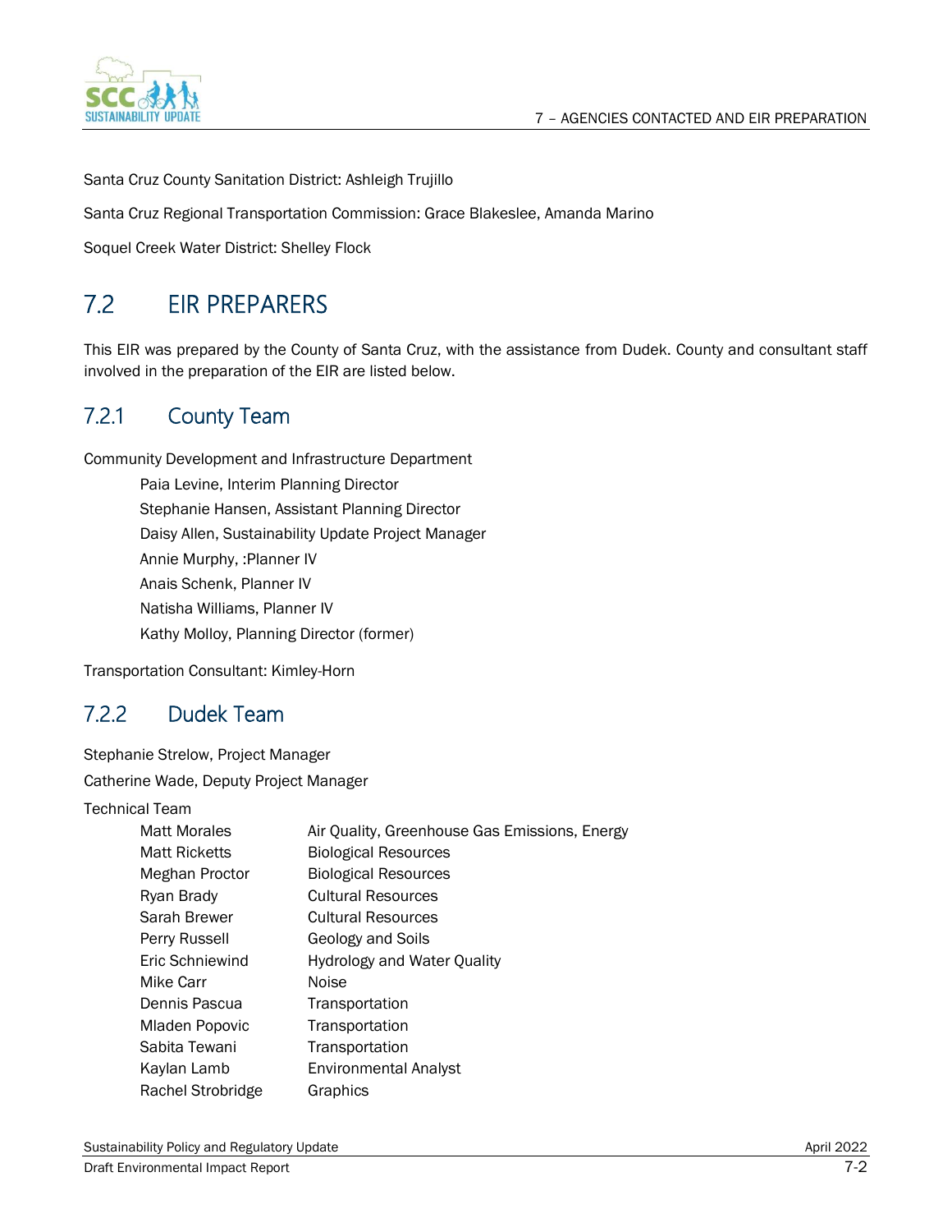Santa Cruz County Sanitation District: Ashleigh Trujillo

Santa Cruz Regional Transportation Commission: Grace Blakeslee, Amanda Marino

Soquel Creek Water District: Shelley Flock

## 7.2 EIR PREPARERS

This EIR was prepared by the County of Santa Cruz, with the assistance from Dudek. County and consultant staff involved in the preparation of the EIR are listed below.

### 7.2.1 County Team

Community Development and Infrastructure Department

- Paia Levine, Interim Planning Director
- Stephanie Hansen, Assistant Planning Director
- Daisy Allen, Sustainability Update Project Manager
- Annie Murphy, :Planner IV
- Anais Schenk, Planner IV
- Natisha Williams, Planner IV
- Kathy Molloy, Planning Director (former)

Transportation Consultant: Kimley-Horn

### 7.2.2 Dudek Team

Stephanie Strelow, Project Manager

Catherine Wade, Deputy Project Manager

Technical Team

| | |
|---|---|
| Matt Morales | Air Quality, Greenhouse Gas Emissions, Energy |
| Matt Ricketts | Biological Resources |
| Meghan Proctor | Biological Resources |
| Ryan Brady | Cultural Resources |
| Sarah Brewer | Cultural Resources |
| Perry Russell | Geology and Soils |
| Eric Schniewind | Hydrology and Water Quality |
| Mike Carr | Noise |
| Dennis Pascua | Transportation |
| Mladen Popovic | Transportation |
| Sabita Tewani | Transportation |
| Kaylan Lamb | Environmental Analyst |
| Rachel Strobridge | Graphics |